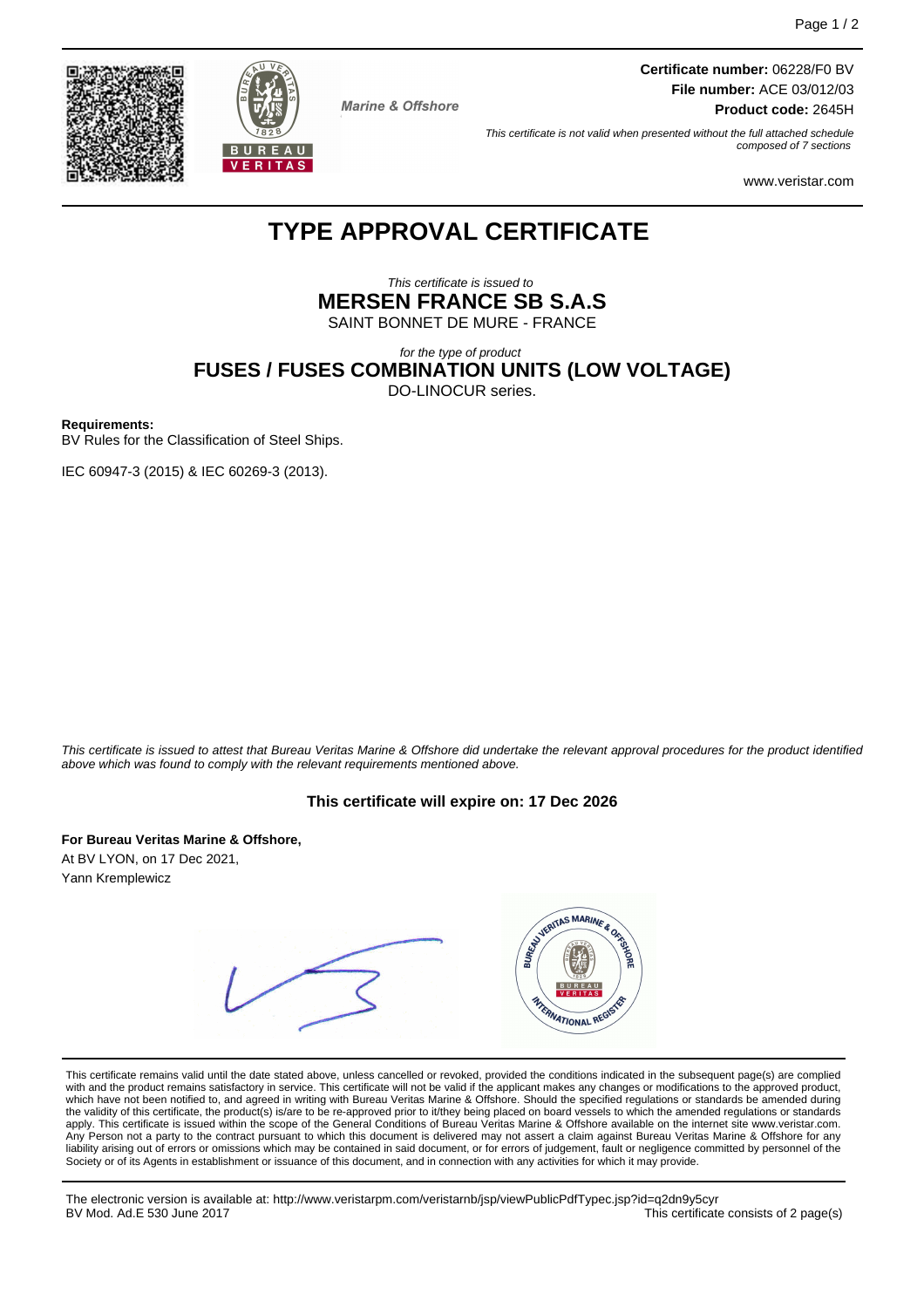**Certificate number:** 06228/F0 BV
**File number:** ACE 03/012/03
**Product code:** 2645H

Marine & Offshore

*This certificate is not valid when presented without the full attached schedule composed of 7 sections*

www.veristar.com

# TYPE APPROVAL CERTIFICATE

*This certificate is issued to*

**MERSEN FRANCE SB S.A.S**

SAINT BONNET DE MURE - FRANCE

*for the type of product*

**FUSES / FUSES COMBINATION UNITS (LOW VOLTAGE)**

DO-LINOCUR series.

**Requirements:**

BV Rules for the Classification of Steel Ships.

IEC 60947-3 (2015) & IEC 60269-3 (2013).

*This certificate is issued to attest that Bureau Veritas Marine & Offshore did undertake the relevant approval procedures for the product identified above which was found to comply with the relevant requirements mentioned above.*

**This certificate will expire on: 17 Dec 2026**

**For Bureau Veritas Marine & Offshore,**
At BV LYON, on 17 Dec 2021,
Yann Kremplewicz

This certificate remains valid until the date stated above, unless cancelled or revoked, provided the conditions indicated in the subsequent page(s) are complied with and the product remains satisfactory in service. This certificate will not be valid if the applicant makes any changes or modifications to the approved product, which have not been notified to, and agreed in writing with Bureau Veritas Marine & Offshore. Should the specified regulations or standards be amended during the validity of this certificate, the product(s) is/are to be re-approved prior to it/they being placed on board vessels to which the amended regulations or standards apply. This certificate is issued within the scope of the General Conditions of Bureau Veritas Marine & Offshore available on the internet site www.veristar.com. Any Person not a party to the contract pursuant to which this document is delivered may not assert a claim against Bureau Veritas Marine & Offshore for any liability arising out of errors or omissions which may be contained in said document, or for errors of judgement, fault or negligence committed by personnel of the Society or of its Agents in establishment or issuance of this document, and in connection with any activities for which it may provide.

The electronic version is available at: http://www.veristarpm.com/veristarnb/jsp/viewPublicPdfTypec.jsp?id=q2dn9y5cyr
BV Mod. Ad.E 530 June 2017

This certificate consists of 2 page(s)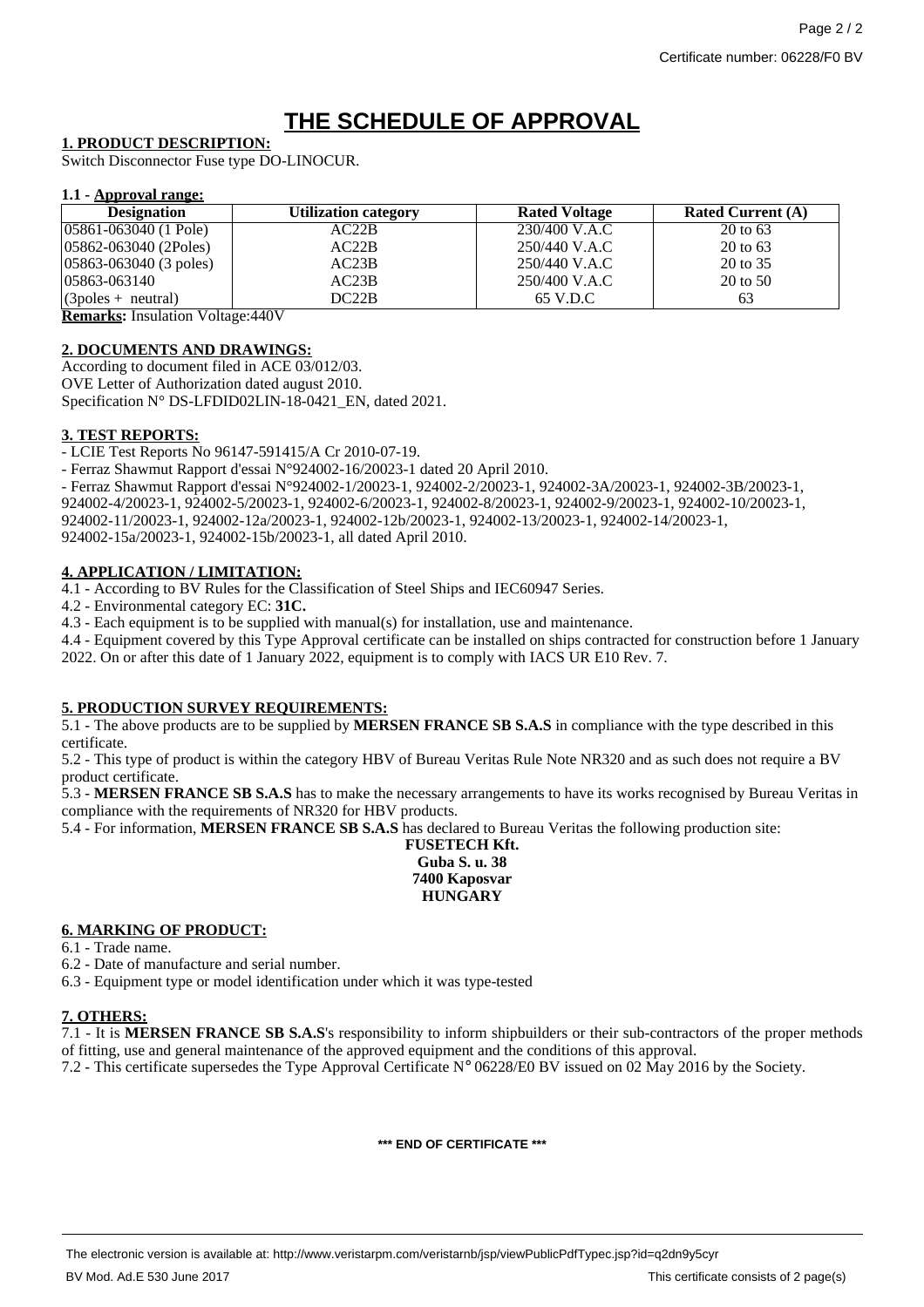Certificate number: 06228/F0 BV

# THE SCHEDULE OF APPROVAL

## 1. PRODUCT DESCRIPTION:

Switch Disconnector Fuse type DO-LINOCUR.

### 1.1 - Approval range:

| Designation | Utilization category | Rated Voltage | Rated Current (A) |
|---|---|---|---|
| 05861-063040 (1 Pole) | AC22B | 230/400 V.A.C | 20 to 63 |
| 05862-063040 (2Poles) | AC22B | 250/440 V.A.C | 20 to 63 |
| 05863-063040 (3 poles) | AC23B | 250/440 V.A.C | 20 to 35 |
| 05863-063140 | AC23B | 250/400 V.A.C | 20 to 50 |
| (3poles + neutral) | DC22B | 65 V.D.C | 63 |

**Remarks:** Insulation Voltage:440V

## 2. DOCUMENTS AND DRAWINGS:

According to document filed in ACE 03/012/03.
OVE Letter of Authorization dated august 2010.
Specification N° DS-LFDID02LIN-18-0421_EN, dated 2021.

## 3. TEST REPORTS:

- LCIE Test Reports No 96147-591415/A Cr 2010-07-19.
- Ferraz Shawmut Rapport d'essai N°924002-16/20023-1 dated 20 April 2010.
- Ferraz Shawmut Rapport d'essai N°924002-1/20023-1, 924002-2/20023-1, 924002-3A/20023-1, 924002-3B/20023-1, 924002-4/20023-1, 924002-5/20023-1, 924002-6/20023-1, 924002-8/20023-1, 924002-9/20023-1, 924002-10/20023-1, 924002-11/20023-1, 924002-12a/20023-1, 924002-12b/20023-1, 924002-13/20023-1, 924002-14/20023-1, 924002-15a/20023-1, 924002-15b/20023-1, all dated April 2010.

## 4. APPLICATION / LIMITATION:

4.1 - According to BV Rules for the Classification of Steel Ships and IEC60947 Series.
4.2 - Environmental category EC: **31C.**
4.3 - Each equipment is to be supplied with manual(s) for installation, use and maintenance.
4.4 - Equipment covered by this Type Approval certificate can be installed on ships contracted for construction before 1 January 2022. On or after this date of 1 January 2022, equipment is to comply with IACS UR E10 Rev. 7.

## 5. PRODUCTION SURVEY REQUIREMENTS:

5.1 - The above products are to be supplied by **MERSEN FRANCE SB S.A.S** in compliance with the type described in this certificate.
5.2 - This type of product is within the category HBV of Bureau Veritas Rule Note NR320 and as such does not require a BV product certificate.
5.3 - **MERSEN FRANCE SB S.A.S** has to make the necessary arrangements to have its works recognised by Bureau Veritas in compliance with the requirements of NR320 for HBV products.
5.4 - For information, **MERSEN FRANCE SB S.A.S** has declared to Bureau Veritas the following production site:

**FUSETECH Kft.**
**Guba S. u. 38**
**7400 Kaposvar**
**HUNGARY**

## 6. MARKING OF PRODUCT:

6.1 - Trade name.
6.2 - Date of manufacture and serial number.
6.3 - Equipment type or model identification under which it was type-tested

## 7. OTHERS:

7.1 - It is **MERSEN FRANCE SB S.A.S**'s responsibility to inform shipbuilders or their sub-contractors of the proper methods of fitting, use and general maintenance of the approved equipment and the conditions of this approval.
7.2 - This certificate supersedes the Type Approval Certificate N° 06228/E0 BV issued on 02 May 2016 by the Society.

**\*\*\* END OF CERTIFICATE \*\*\***

The electronic version is available at: http://www.veristarpm.com/veristarnb/jsp/viewPublicPdfTypec.jsp?id=q2dn9y5cyr

BV Mod. Ad.E 530 June 2017

This certificate consists of 2 page(s)